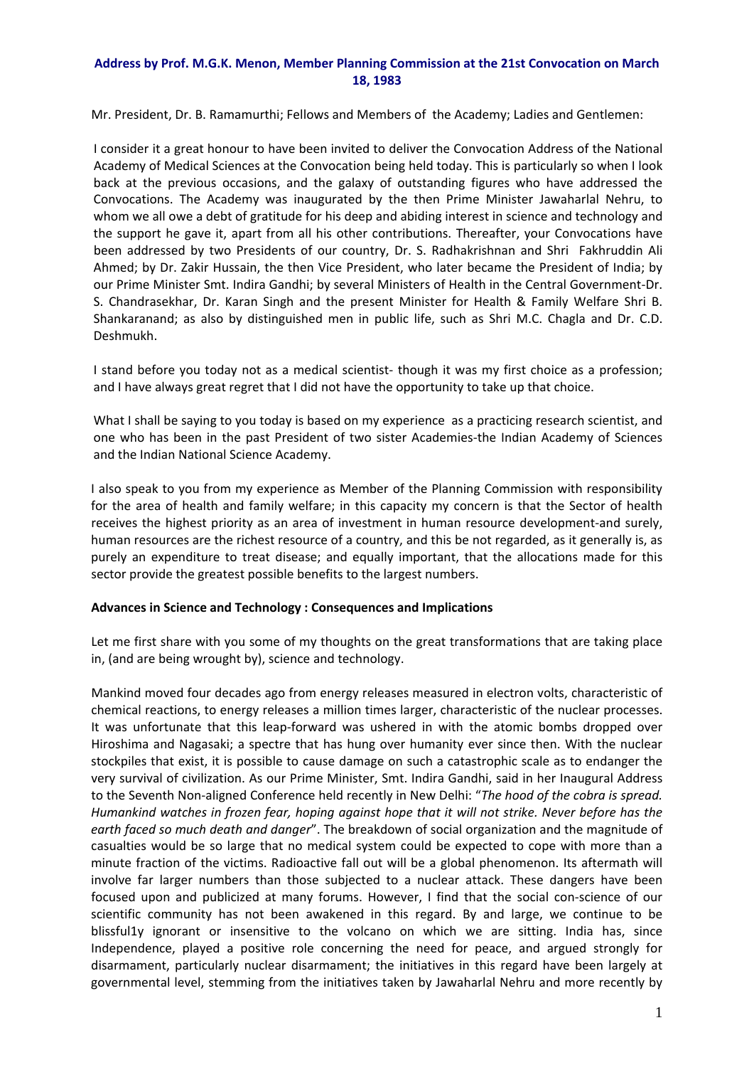**Address by Prof. M.G.K. Menon, Member Planning Commission at the 21st Convocation on March 18, 1983**

Mr. President, Dr. B. Ramamurthi; Fellows and Members of the Academy; Ladies and Gentlemen:

I consider it a great honour to have been invited to deliver the Convocation Address of the National Academy of Medical Sciences at the Convocation being held today. This is particularly so when I look back at the previous occasions, and the galaxy of outstanding figures who have addressed the Convocations. The Academy was inaugurated by the then Prime Minister Jawaharlal Nehru, to whom we all owe a debt of gratitude for his deep and abiding interest in science and technology and the support he gave it, apart from all his other contributions. Thereafter, your Convocations have been addressed by two Presidents of our country, Dr. S. Radhakrishnan and Shri Fakhruddin Ali Ahmed; by Dr. Zakir Hussain, the then Vice President, who later became the President of India; by our Prime Minister Smt. Indira Gandhi; by several Ministers of Health in the Central Government-Dr. S. Chandrasekhar, Dr. Karan Singh and the present Minister for Health & Family Welfare Shri B. Shankaranand; as also by distinguished men in public life, such as Shri M.C. Chagla and Dr. C.D. Deshmukh.

I stand before you today not as a medical scientist- though it was my first choice as a profession; and I have always great regret that I did not have the opportunity to take up that choice.

What I shall be saying to you today is based on my experience as a practicing research scientist, and one who has been in the past President of two sister Academies-the Indian Academy of Sciences and the Indian National Science Academy.

I also speak to you from my experience as Member of the Planning Commission with responsibility for the area of health and family welfare; in this capacity my concern is that the Sector of health receives the highest priority as an area of investment in human resource development-and surely, human resources are the richest resource of a country, and this be not regarded, as it generally is, as purely an expenditure to treat disease; and equally important, that the allocations made for this sector provide the greatest possible benefits to the largest numbers.

**Advances in Science and Technology : Consequences and Implications**

Let me first share with you some of my thoughts on the great transformations that are taking place in, (and are being wrought by), science and technology.

Mankind moved four decades ago from energy releases measured in electron volts, characteristic of chemical reactions, to energy releases a million times larger, characteristic of the nuclear processes. It was unfortunate that this leap-forward was ushered in with the atomic bombs dropped over Hiroshima and Nagasaki; a spectre that has hung over humanity ever since then. With the nuclear stockpiles that exist, it is possible to cause damage on such a catastrophic scale as to endanger the very survival of civilization. As our Prime Minister, Smt. Indira Gandhi, said in her Inaugural Address to the Seventh Non-aligned Conference held recently in New Delhi: "*The hood of the cobra is spread. Humankind watches in frozen fear, hoping against hope that it will not strike. Never before has the earth faced so much death and danger*". The breakdown of social organization and the magnitude of casualties would be so large that no medical system could be expected to cope with more than a minute fraction of the victims. Radioactive fall out will be a global phenomenon. Its aftermath will involve far larger numbers than those subjected to a nuclear attack. These dangers have been focused upon and publicized at many forums. However, I find that the social con-science of our scientific community has not been awakened in this regard. By and large, we continue to be blissful1y ignorant or insensitive to the volcano on which we are sitting. India has, since Independence, played a positive role concerning the need for peace, and argued strongly for disarmament, particularly nuclear disarmament; the initiatives in this regard have been largely at governmental level, stemming from the initiatives taken by Jawaharlal Nehru and more recently by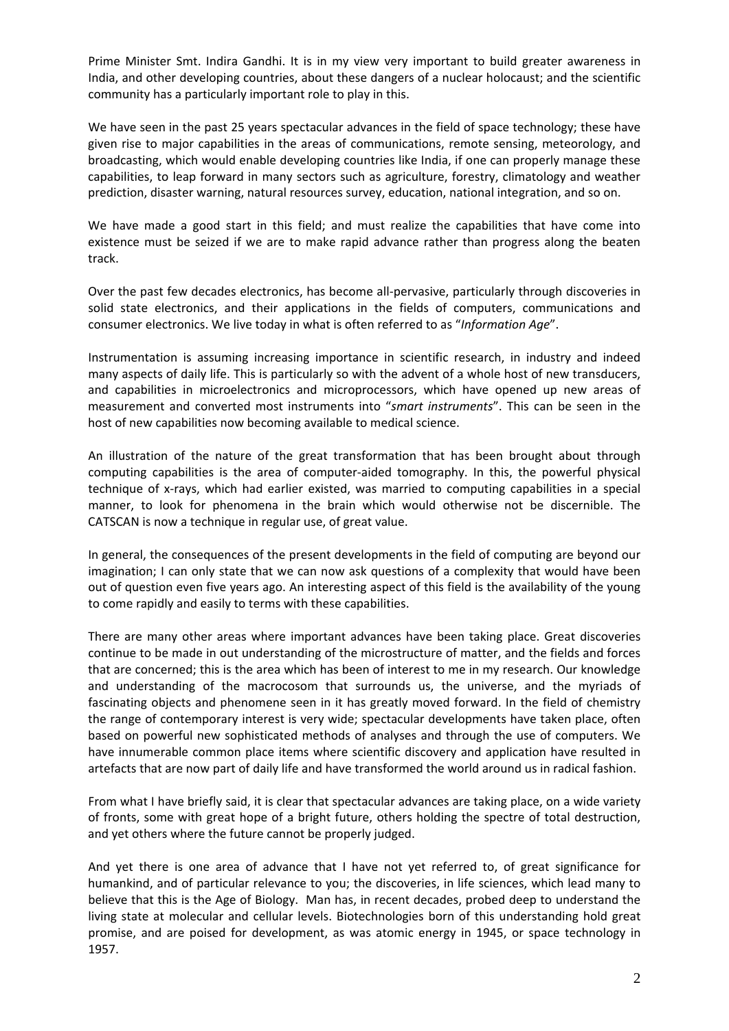Prime Minister Smt. Indira Gandhi. It is in my view very important to build greater awareness in India, and other developing countries, about these dangers of a nuclear holocaust; and the scientific community has a particularly important role to play in this.

We have seen in the past 25 years spectacular advances in the field of space technology; these have given rise to major capabilities in the areas of communications, remote sensing, meteorology, and broadcasting, which would enable developing countries like India, if one can properly manage these capabilities, to leap forward in many sectors such as agriculture, forestry, climatology and weather prediction, disaster warning, natural resources survey, education, national integration, and so on.

We have made a good start in this field; and must realize the capabilities that have come into existence must be seized if we are to make rapid advance rather than progress along the beaten track.

Over the past few decades electronics, has become all-pervasive, particularly through discoveries in solid state electronics, and their applications in the fields of computers, communications and consumer electronics. We live today in what is often referred to as "*Information Age*".

Instrumentation is assuming increasing importance in scientific research, in industry and indeed many aspects of daily life. This is particularly so with the advent of a whole host of new transducers, and capabilities in microelectronics and microprocessors, which have opened up new areas of measurement and converted most instruments into "*smart instruments*". This can be seen in the host of new capabilities now becoming available to medical science.

An illustration of the nature of the great transformation that has been brought about through computing capabilities is the area of computer-aided tomography. In this, the powerful physical technique of x-rays, which had earlier existed, was married to computing capabilities in a special manner, to look for phenomena in the brain which would otherwise not be discernible. The CATSCAN is now a technique in regular use, of great value.

In general, the consequences of the present developments in the field of computing are beyond our imagination; I can only state that we can now ask questions of a complexity that would have been out of question even five years ago. An interesting aspect of this field is the availability of the young to come rapidly and easily to terms with these capabilities.

There are many other areas where important advances have been taking place. Great discoveries continue to be made in out understanding of the microstructure of matter, and the fields and forces that are concerned; this is the area which has been of interest to me in my research. Our knowledge and understanding of the macrocosom that surrounds us, the universe, and the myriads of fascinating objects and phenomene seen in it has greatly moved forward. In the field of chemistry the range of contemporary interest is very wide; spectacular developments have taken place, often based on powerful new sophisticated methods of analyses and through the use of computers. We have innumerable common place items where scientific discovery and application have resulted in artefacts that are now part of daily life and have transformed the world around us in radical fashion.

From what I have briefly said, it is clear that spectacular advances are taking place, on a wide variety of fronts, some with great hope of a bright future, others holding the spectre of total destruction, and yet others where the future cannot be properly judged.

And yet there is one area of advance that I have not yet referred to, of great significance for humankind, and of particular relevance to you; the discoveries, in life sciences, which lead many to believe that this is the Age of Biology. Man has, in recent decades, probed deep to understand the living state at molecular and cellular levels. Biotechnologies born of this understanding hold great promise, and are poised for development, as was atomic energy in 1945, or space technology in 1957.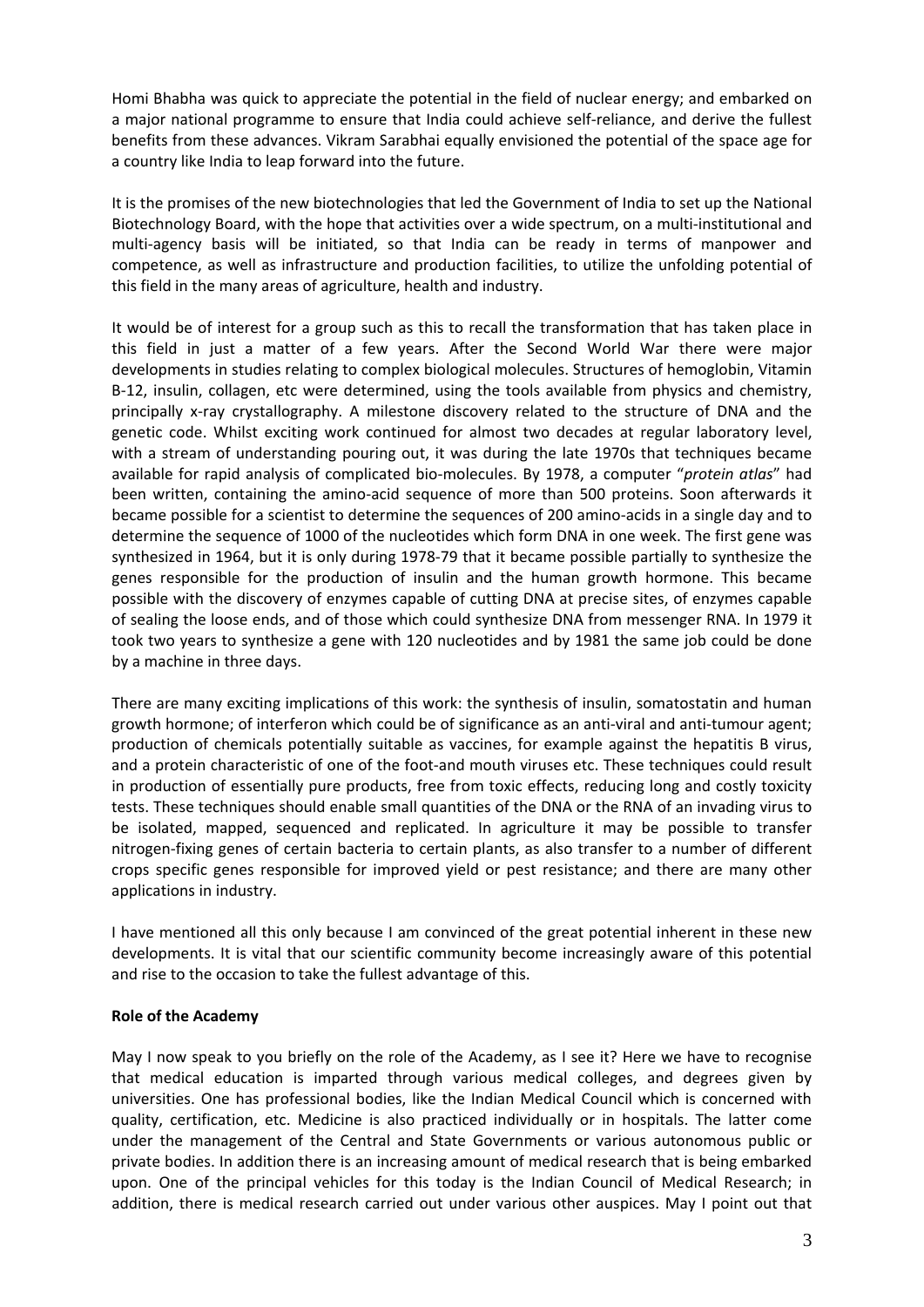Homi Bhabha was quick to appreciate the potential in the field of nuclear energy; and embarked on a major national programme to ensure that India could achieve self-reliance, and derive the fullest benefits from these advances. Vikram Sarabhai equally envisioned the potential of the space age for a country like India to leap forward into the future.

It is the promises of the new biotechnologies that led the Government of India to set up the National Biotechnology Board, with the hope that activities over a wide spectrum, on a multi-institutional and multi-agency basis will be initiated, so that India can be ready in terms of manpower and competence, as well as infrastructure and production facilities, to utilize the unfolding potential of this field in the many areas of agriculture, health and industry.

It would be of interest for a group such as this to recall the transformation that has taken place in this field in just a matter of a few years. After the Second World War there were major developments in studies relating to complex biological molecules. Structures of hemoglobin, Vitamin B-12, insulin, collagen, etc were determined, using the tools available from physics and chemistry, principally x-ray crystallography. A milestone discovery related to the structure of DNA and the genetic code. Whilst exciting work continued for almost two decades at regular laboratory level, with a stream of understanding pouring out, it was during the late 1970s that techniques became available for rapid analysis of complicated bio-molecules. By 1978, a computer "*protein atlas*" had been written, containing the amino-acid sequence of more than 500 proteins. Soon afterwards it became possible for a scientist to determine the sequences of 200 amino-acids in a single day and to determine the sequence of 1000 of the nucleotides which form DNA in one week. The first gene was synthesized in 1964, but it is only during 1978-79 that it became possible partially to synthesize the genes responsible for the production of insulin and the human growth hormone. This became possible with the discovery of enzymes capable of cutting DNA at precise sites, of enzymes capable of sealing the loose ends, and of those which could synthesize DNA from messenger RNA. In 1979 it took two years to synthesize a gene with 120 nucleotides and by 1981 the same job could be done by a machine in three days.

There are many exciting implications of this work: the synthesis of insulin, somatostatin and human growth hormone; of interferon which could be of significance as an anti-viral and anti-tumour agent; production of chemicals potentially suitable as vaccines, for example against the hepatitis B virus, and a protein characteristic of one of the foot-and mouth viruses etc. These techniques could result in production of essentially pure products, free from toxic effects, reducing long and costly toxicity tests. These techniques should enable small quantities of the DNA or the RNA of an invading virus to be isolated, mapped, sequenced and replicated. In agriculture it may be possible to transfer nitrogen-fixing genes of certain bacteria to certain plants, as also transfer to a number of different crops specific genes responsible for improved yield or pest resistance; and there are many other applications in industry.

I have mentioned all this only because I am convinced of the great potential inherent in these new developments. It is vital that our scientific community become increasingly aware of this potential and rise to the occasion to take the fullest advantage of this.

**Role of the Academy**

May I now speak to you briefly on the role of the Academy, as I see it? Here we have to recognise that medical education is imparted through various medical colleges, and degrees given by universities. One has professional bodies, like the Indian Medical Council which is concerned with quality, certification, etc. Medicine is also practiced individually or in hospitals. The latter come under the management of the Central and State Governments or various autonomous public or private bodies. In addition there is an increasing amount of medical research that is being embarked upon. One of the principal vehicles for this today is the Indian Council of Medical Research; in addition, there is medical research carried out under various other auspices. May I point out that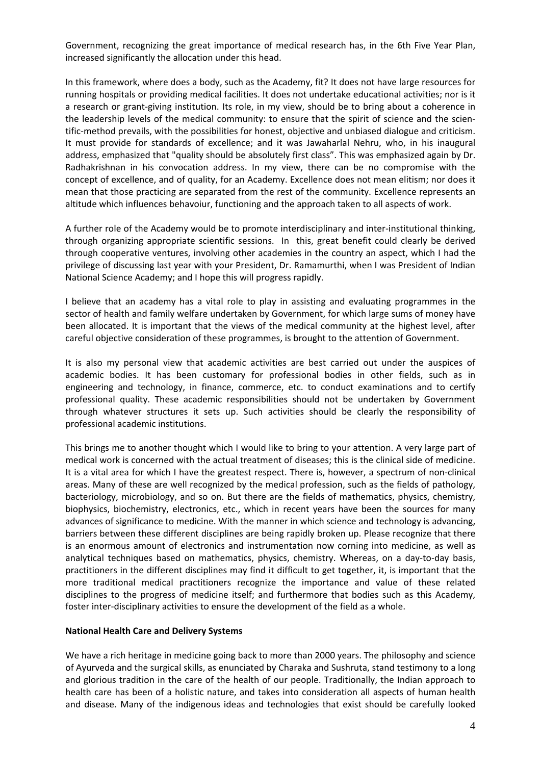Government, recognizing the great importance of medical research has, in the 6th Five Year Plan, increased significantly the allocation under this head.

In this framework, where does a body, such as the Academy, fit? It does not have large resources for running hospitals or providing medical facilities. It does not undertake educational activities; nor is it a research or grant-giving institution. Its role, in my view, should be to bring about a coherence in the leadership levels of the medical community: to ensure that the spirit of science and the scientific-method prevails, with the possibilities for honest, objective and unbiased dialogue and criticism. It must provide for standards of excellence; and it was Jawaharlal Nehru, who, in his inaugural address, emphasized that "quality should be absolutely first class". This was emphasized again by Dr. Radhakrishnan in his convocation address. In my view, there can be no compromise with the concept of excellence, and of quality, for an Academy. Excellence does not mean elitism; nor does it mean that those practicing are separated from the rest of the community. Excellence represents an altitude which influences behavoiur, functioning and the approach taken to all aspects of work.

A further role of the Academy would be to promote interdisciplinary and inter-institutional thinking, through organizing appropriate scientific sessions. In this, great benefit could clearly be derived through cooperative ventures, involving other academies in the country an aspect, which I had the privilege of discussing last year with your President, Dr. Ramamurthi, when I was President of Indian National Science Academy; and I hope this will progress rapidly.

I believe that an academy has a vital role to play in assisting and evaluating programmes in the sector of health and family welfare undertaken by Government, for which large sums of money have been allocated. It is important that the views of the medical community at the highest level, after careful objective consideration of these programmes, is brought to the attention of Government.

It is also my personal view that academic activities are best carried out under the auspices of academic bodies. It has been customary for professional bodies in other fields, such as in engineering and technology, in finance, commerce, etc. to conduct examinations and to certify professional quality. These academic responsibilities should not be undertaken by Government through whatever structures it sets up. Such activities should be clearly the responsibility of professional academic institutions.

This brings me to another thought which I would like to bring to your attention. A very large part of medical work is concerned with the actual treatment of diseases; this is the clinical side of medicine. It is a vital area for which I have the greatest respect. There is, however, a spectrum of non-clinical areas. Many of these are well recognized by the medical profession, such as the fields of pathology, bacteriology, microbiology, and so on. But there are the fields of mathematics, physics, chemistry, biophysics, biochemistry, electronics, etc., which in recent years have been the sources for many advances of significance to medicine. With the manner in which science and technology is advancing, barriers between these different disciplines are being rapidly broken up. Please recognize that there is an enormous amount of electronics and instrumentation now corning into medicine, as well as analytical techniques based on mathematics, physics, chemistry. Whereas, on a day-to-day basis, practitioners in the different disciplines may find it difficult to get together, it, is important that the more traditional medical practitioners recognize the importance and value of these related disciplines to the progress of medicine itself; and furthermore that bodies such as this Academy, foster inter-disciplinary activities to ensure the development of the field as a whole.

**National Health Care and Delivery Systems**

We have a rich heritage in medicine going back to more than 2000 years. The philosophy and science of Ayurveda and the surgical skills, as enunciated by Charaka and Sushruta, stand testimony to a long and glorious tradition in the care of the health of our people. Traditionally, the Indian approach to health care has been of a holistic nature, and takes into consideration all aspects of human health and disease. Many of the indigenous ideas and technologies that exist should be carefully looked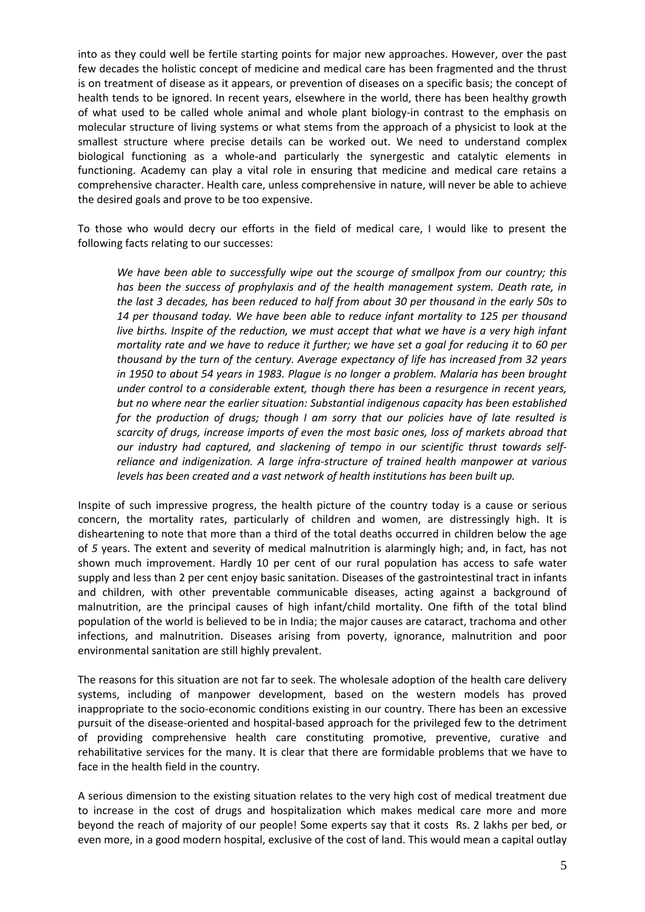into as they could well be fertile starting points for major new approaches. However, over the past few decades the holistic concept of medicine and medical care has been fragmented and the thrust is on treatment of disease as it appears, or prevention of diseases on a specific basis; the concept of health tends to be ignored. In recent years, elsewhere in the world, there has been healthy growth of what used to be called whole animal and whole plant biology-in contrast to the emphasis on molecular structure of living systems or what stems from the approach of a physicist to look at the smallest structure where precise details can be worked out. We need to understand complex biological functioning as a whole-and particularly the synergestic and catalytic elements in functioning. Academy can play a vital role in ensuring that medicine and medical care retains a comprehensive character. Health care, unless comprehensive in nature, will never be able to achieve the desired goals and prove to be too expensive.

To those who would decry our efforts in the field of medical care, I would like to present the following facts relating to our successes:

> *We have been able to successfully wipe out the scourge of smallpox from our country; this has been the success of prophylaxis and of the health management system. Death rate, in the last 3 decades, has been reduced to half from about 30 per thousand in the early 50s to 14 per thousand today. We have been able to reduce infant mortality to 125 per thousand live births. Inspite of the reduction, we must accept that what we have is a very high infant mortality rate and we have to reduce it further; we have set a goal for reducing it to 60 per thousand by the turn of the century. Average expectancy of life has increased from 32 years in 1950 to about 54 years in 1983. Plague is no longer a problem. Malaria has been brought under control to a considerable extent, though there has been a resurgence in recent years, but no where near the earlier situation: Substantial indigenous capacity has been established for the production of drugs; though I am sorry that our policies have of late resulted is scarcity of drugs, increase imports of even the most basic ones, loss of markets abroad that our industry had captured, and slackening of tempo in our scientific thrust towards self-reliance and indigenization. A large infra-structure of trained health manpower at various levels has been created and a vast network of health institutions has been built up.*

Inspite of such impressive progress, the health picture of the country today is a cause or serious concern, the mortality rates, particularly of children and women, are distressingly high. It is disheartening to note that more than a third of the total deaths occurred in children below the age of 5 years. The extent and severity of medical malnutrition is alarmingly high; and, in fact, has not shown much improvement. Hardly 10 per cent of our rural population has access to safe water supply and less than 2 per cent enjoy basic sanitation. Diseases of the gastrointestinal tract in infants and children, with other preventable communicable diseases, acting against a background of malnutrition, are the principal causes of high infant/child mortality. One fifth of the total blind population of the world is believed to be in India; the major causes are cataract, trachoma and other infections, and malnutrition. Diseases arising from poverty, ignorance, malnutrition and poor environmental sanitation are still highly prevalent.

The reasons for this situation are not far to seek. The wholesale adoption of the health care delivery systems, including of manpower development, based on the western models has proved inappropriate to the socio-economic conditions existing in our country. There has been an excessive pursuit of the disease-oriented and hospital-based approach for the privileged few to the detriment of providing comprehensive health care constituting promotive, preventive, curative and rehabilitative services for the many. It is clear that there are formidable problems that we have to face in the health field in the country.

A serious dimension to the existing situation relates to the very high cost of medical treatment due to increase in the cost of drugs and hospitalization which makes medical care more and more beyond the reach of majority of our people! Some experts say that it costs Rs. 2 lakhs per bed, or even more, in a good modern hospital, exclusive of the cost of land. This would mean a capital outlay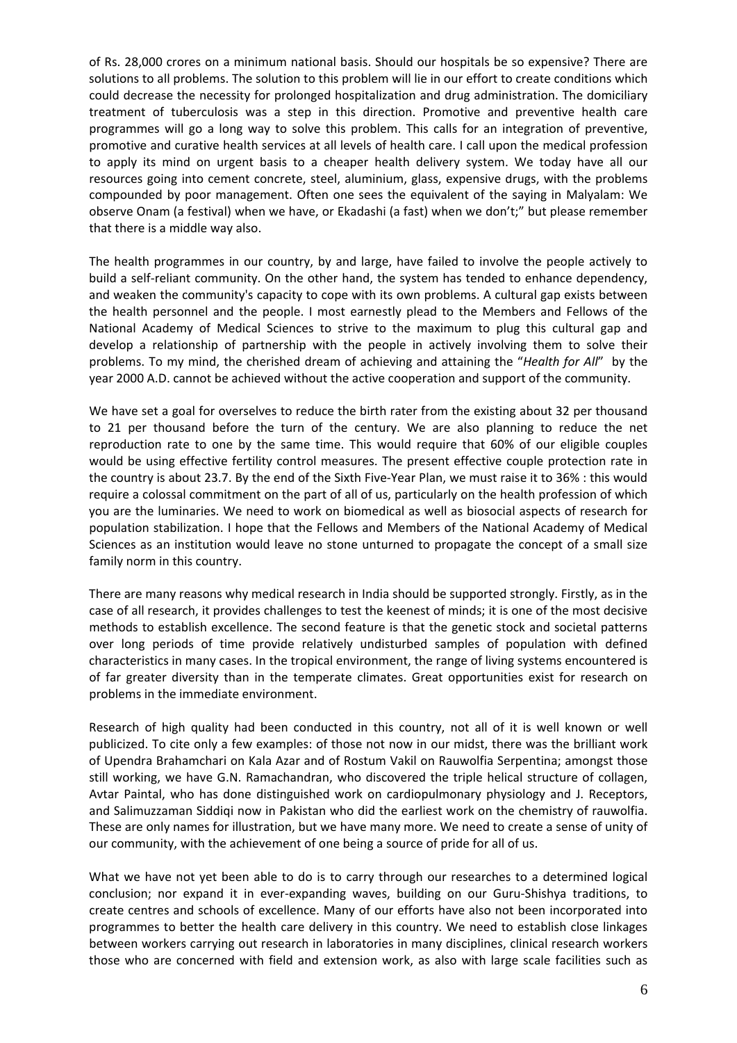of Rs. 28,000 crores on a minimum national basis. Should our hospitals be so expensive? There are solutions to all problems. The solution to this problem will lie in our effort to create conditions which could decrease the necessity for prolonged hospitalization and drug administration. The domiciliary treatment of tuberculosis was a step in this direction. Promotive and preventive health care programmes will go a long way to solve this problem. This calls for an integration of preventive, promotive and curative health services at all levels of health care. I call upon the medical profession to apply its mind on urgent basis to a cheaper health delivery system. We today have all our resources going into cement concrete, steel, aluminium, glass, expensive drugs, with the problems compounded by poor management. Often one sees the equivalent of the saying in Malyalam: We observe Onam (a festival) when we have, or Ekadashi (a fast) when we don't;" but please remember that there is a middle way also.

The health programmes in our country, by and large, have failed to involve the people actively to build a self-reliant community. On the other hand, the system has tended to enhance dependency, and weaken the community's capacity to cope with its own problems. A cultural gap exists between the health personnel and the people. I most earnestly plead to the Members and Fellows of the National Academy of Medical Sciences to strive to the maximum to plug this cultural gap and develop a relationship of partnership with the people in actively involving them to solve their problems. To my mind, the cherished dream of achieving and attaining the "*Health for All*" by the year 2000 A.D. cannot be achieved without the active cooperation and support of the community.

We have set a goal for overselves to reduce the birth rater from the existing about 32 per thousand to 21 per thousand before the turn of the century. We are also planning to reduce the net reproduction rate to one by the same time. This would require that 60% of our eligible couples would be using effective fertility control measures. The present effective couple protection rate in the country is about 23.7. By the end of the Sixth Five-Year Plan, we must raise it to 36% : this would require a colossal commitment on the part of all of us, particularly on the health profession of which you are the luminaries. We need to work on biomedical as well as biosocial aspects of research for population stabilization. I hope that the Fellows and Members of the National Academy of Medical Sciences as an institution would leave no stone unturned to propagate the concept of a small size family norm in this country.

There are many reasons why medical research in India should be supported strongly. Firstly, as in the case of all research, it provides challenges to test the keenest of minds; it is one of the most decisive methods to establish excellence. The second feature is that the genetic stock and societal patterns over long periods of time provide relatively undisturbed samples of population with defined characteristics in many cases. In the tropical environment, the range of living systems encountered is of far greater diversity than in the temperate climates. Great opportunities exist for research on problems in the immediate environment.

Research of high quality had been conducted in this country, not all of it is well known or well publicized. To cite only a few examples: of those not now in our midst, there was the brilliant work of Upendra Brahamchari on Kala Azar and of Rostum Vakil on Rauwolfia Serpentina; amongst those still working, we have G.N. Ramachandran, who discovered the triple helical structure of collagen, Avtar Paintal, who has done distinguished work on cardiopulmonary physiology and J. Receptors, and Salimuzzaman Siddiqi now in Pakistan who did the earliest work on the chemistry of rauwolfia. These are only names for illustration, but we have many more. We need to create a sense of unity of our community, with the achievement of one being a source of pride for all of us.

What we have not yet been able to do is to carry through our researches to a determined logical conclusion; nor expand it in ever-expanding waves, building on our Guru-Shishya traditions, to create centres and schools of excellence. Many of our efforts have also not been incorporated into programmes to better the health care delivery in this country. We need to establish close linkages between workers carrying out research in laboratories in many disciplines, clinical research workers those who are concerned with field and extension work, as also with large scale facilities such as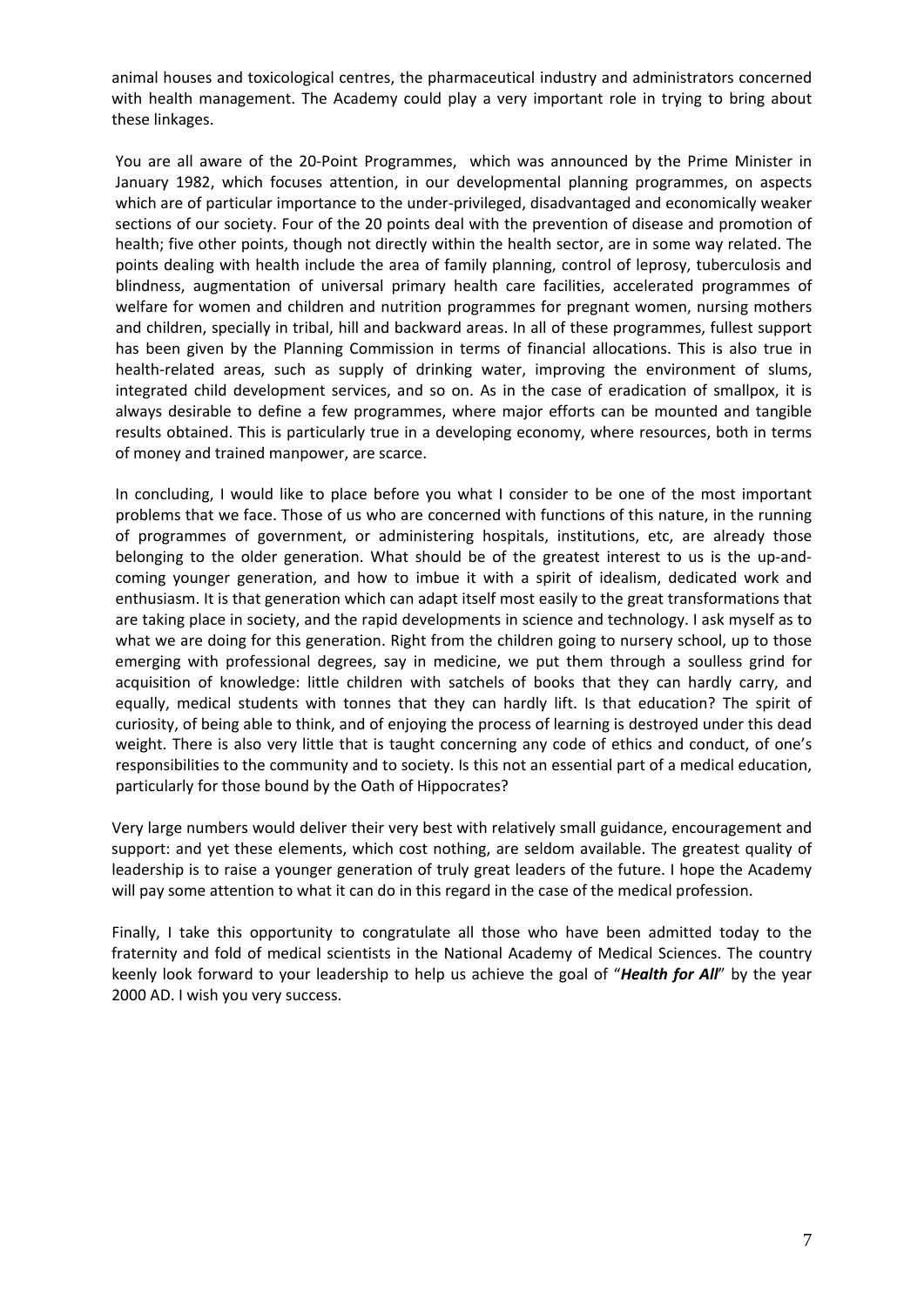animal houses and toxicological centres, the pharmaceutical industry and administrators concerned with health management. The Academy could play a very important role in trying to bring about these linkages.

You are all aware of the 20-Point Programmes, which was announced by the Prime Minister in January 1982, which focuses attention, in our developmental planning programmes, on aspects which are of particular importance to the under-privileged, disadvantaged and economically weaker sections of our society. Four of the 20 points deal with the prevention of disease and promotion of health; five other points, though not directly within the health sector, are in some way related. The points dealing with health include the area of family planning, control of leprosy, tuberculosis and blindness, augmentation of universal primary health care facilities, accelerated programmes of welfare for women and children and nutrition programmes for pregnant women, nursing mothers and children, specially in tribal, hill and backward areas. In all of these programmes, fullest support has been given by the Planning Commission in terms of financial allocations. This is also true in health-related areas, such as supply of drinking water, improving the environment of slums, integrated child development services, and so on. As in the case of eradication of smallpox, it is always desirable to define a few programmes, where major efforts can be mounted and tangible results obtained. This is particularly true in a developing economy, where resources, both in terms of money and trained manpower, are scarce.

In concluding, I would like to place before you what I consider to be one of the most important problems that we face. Those of us who are concerned with functions of this nature, in the running of programmes of government, or administering hospitals, institutions, etc, are already those belonging to the older generation. What should be of the greatest interest to us is the up-and-coming younger generation, and how to imbue it with a spirit of idealism, dedicated work and enthusiasm. It is that generation which can adapt itself most easily to the great transformations that are taking place in society, and the rapid developments in science and technology. I ask myself as to what we are doing for this generation. Right from the children going to nursery school, up to those emerging with professional degrees, say in medicine, we put them through a soulless grind for acquisition of knowledge: little children with satchels of books that they can hardly carry, and equally, medical students with tonnes that they can hardly lift. Is that education? The spirit of curiosity, of being able to think, and of enjoying the process of learning is destroyed under this dead weight. There is also very little that is taught concerning any code of ethics and conduct, of one's responsibilities to the community and to society. Is this not an essential part of a medical education, particularly for those bound by the Oath of Hippocrates?

Very large numbers would deliver their very best with relatively small guidance, encouragement and support: and yet these elements, which cost nothing, are seldom available. The greatest quality of leadership is to raise a younger generation of truly great leaders of the future. I hope the Academy will pay some attention to what it can do in this regard in the case of the medical profession.

Finally, I take this opportunity to congratulate all those who have been admitted today to the fraternity and fold of medical scientists in the National Academy of Medical Sciences. The country keenly look forward to your leadership to help us achieve the goal of "***Health for All***" by the year 2000 AD. I wish you very success.